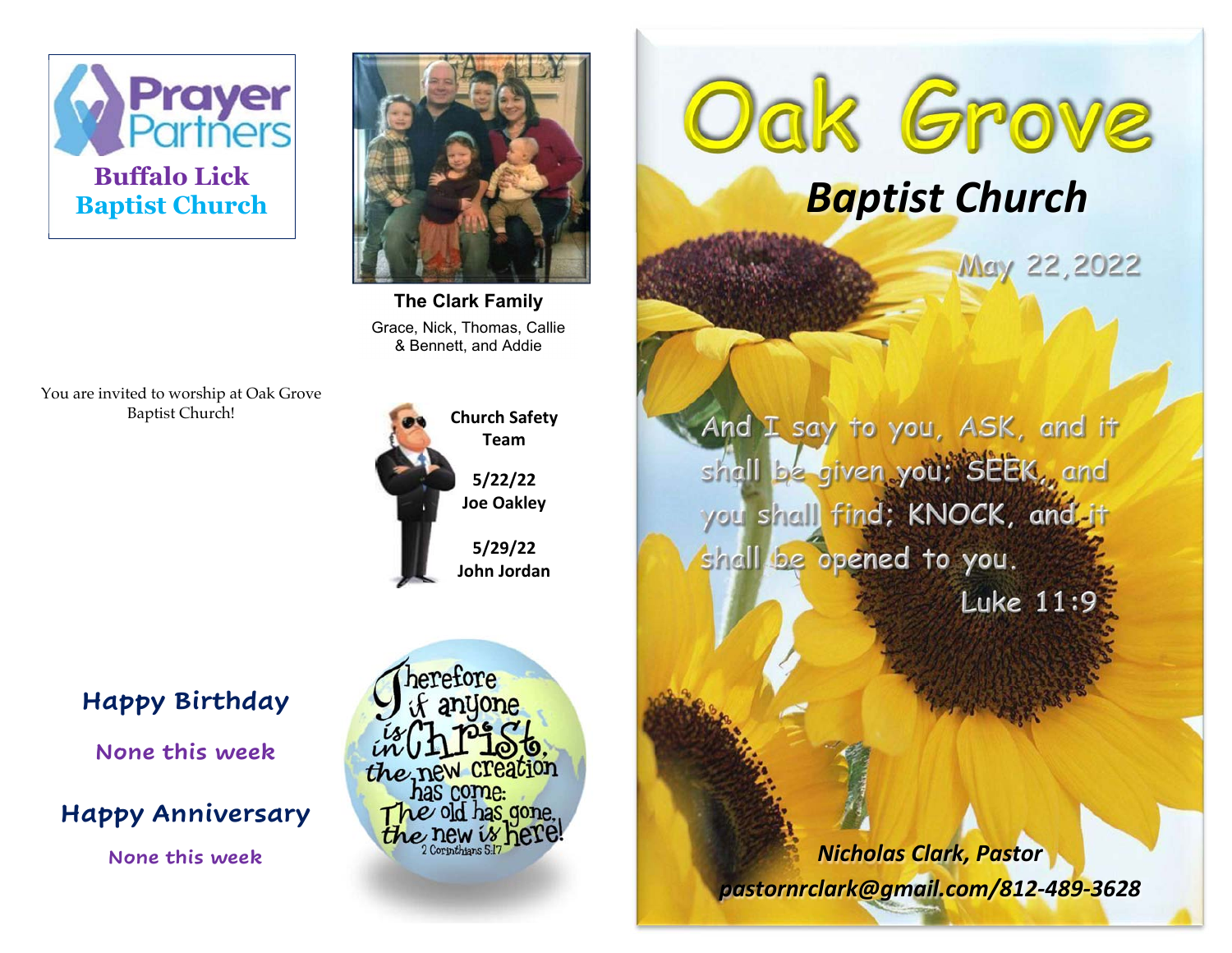**Prayer Partners**

**Buffalo Lick Baptist Church**

**The Clark Family**

Grace, Nick, Thomas, Callie & Bennett, and Addie

You are invited to worship at Oak Grove Baptist Church!

**Church Safety Team**

**5/22/22**
**Joe Oakley**

**5/29/22**
**John Jordan**

## Happy Birthday

**None this week**

## Happy Anniversary

**None this week**

Therefore if anyone is in Christ, the new creation has come: The old has gone, the new is here!
2 Corinthians 5:17

# Oak Grove

## *Baptist Church*

May 22,2022

And I say to you, ASK, and it shall be given you; SEEK, and you shall find; KNOCK, and it shall be opened to you.
Luke 11:9

***Nicholas Clark, Pastor***
***pastornrclark@gmail.com/812-489-3628***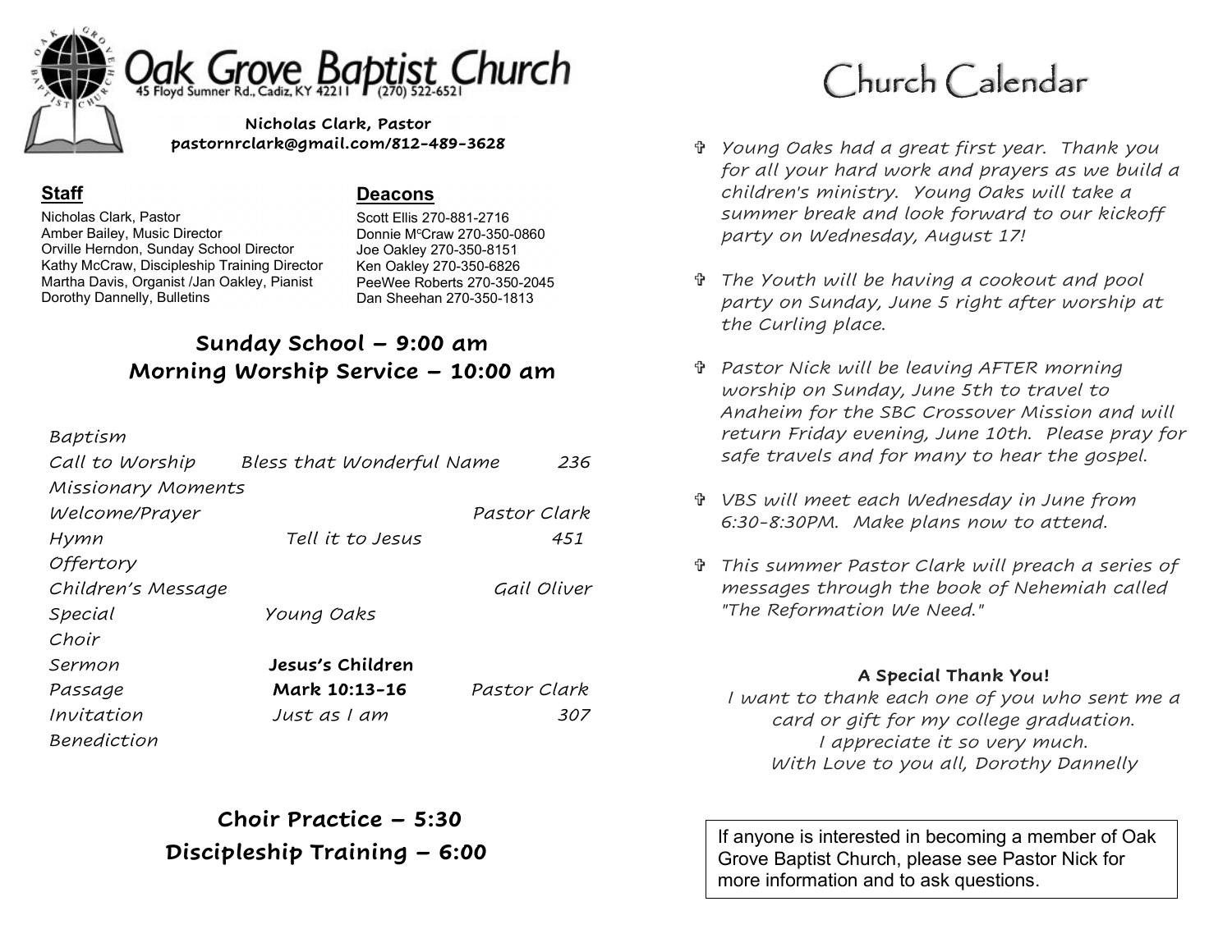# Oak Grove Baptist Church

45 Floyd Sumner Rd., Cadiz, KY 42211 (270) 522-6521

**Nicholas Clark, Pastor**
**pastornrclark@gmail.com/812-489-3628**

## Staff

Nicholas Clark, Pastor
Amber Bailey, Music Director
Orville Herndon, Sunday School Director
Kathy McCraw, Discipleship Training Director
Martha Davis, Organist /Jan Oakley, Pianist
Dorothy Dannelly, Bulletins

## Deacons

Scott Ellis 270-881-2716
Donnie McCraw 270-350-0860
Joe Oakley 270-350-8151
Ken Oakley 270-350-6826
PeeWee Roberts 270-350-2045
Dan Sheehan 270-350-1813

**Sunday School – 9:00 am**
**Morning Worship Service – 10:00 am**

| | | |
|---|---|---|
| *Baptism* | | |
| *Call to Worship* | *Bless that Wonderful Name* | *236* |
| *Missionary Moments* | | |
| *Welcome/Prayer* | | *Pastor Clark* |
| *Hymn* | *Tell it to Jesus* | *451* |
| *Offertory* | | |
| *Children's Message* | | *Gail Oliver* |
| *Special* | *Young Oaks* | |
| *Choir* | | |
| *Sermon* | **Jesus's Children** | |
| *Passage* | **Mark 10:13-16** | *Pastor Clark* |
| *Invitation* | *Just as I am* | *307* |
| *Benediction* | | |

**Choir Practice – 5:30**
**Discipleship Training – 6:00**

# Church Calendar

- *Young Oaks had a great first year. Thank you for all your hard work and prayers as we build a children's ministry. Young Oaks will take a summer break and look forward to our kickoff party on Wednesday, August 17!*
- *The Youth will be having a cookout and pool party on Sunday, June 5 right after worship at the Curling place.*
- *Pastor Nick will be leaving AFTER morning worship on Sunday, June 5th to travel to Anaheim for the SBC Crossover Mission and will return Friday evening, June 10th. Please pray for safe travels and for many to hear the gospel.*
- *VBS will meet each Wednesday in June from 6:30-8:30PM. Make plans now to attend.*
- *This summer Pastor Clark will preach a series of messages through the book of Nehemiah called "The Reformation We Need."*

**A Special Thank You!**
*I want to thank each one of you who sent me a card or gift for my college graduation.*
*I appreciate it so very much.*
*With Love to you all, Dorothy Dannelly*

If anyone is interested in becoming a member of Oak Grove Baptist Church, please see Pastor Nick for more information and to ask questions.